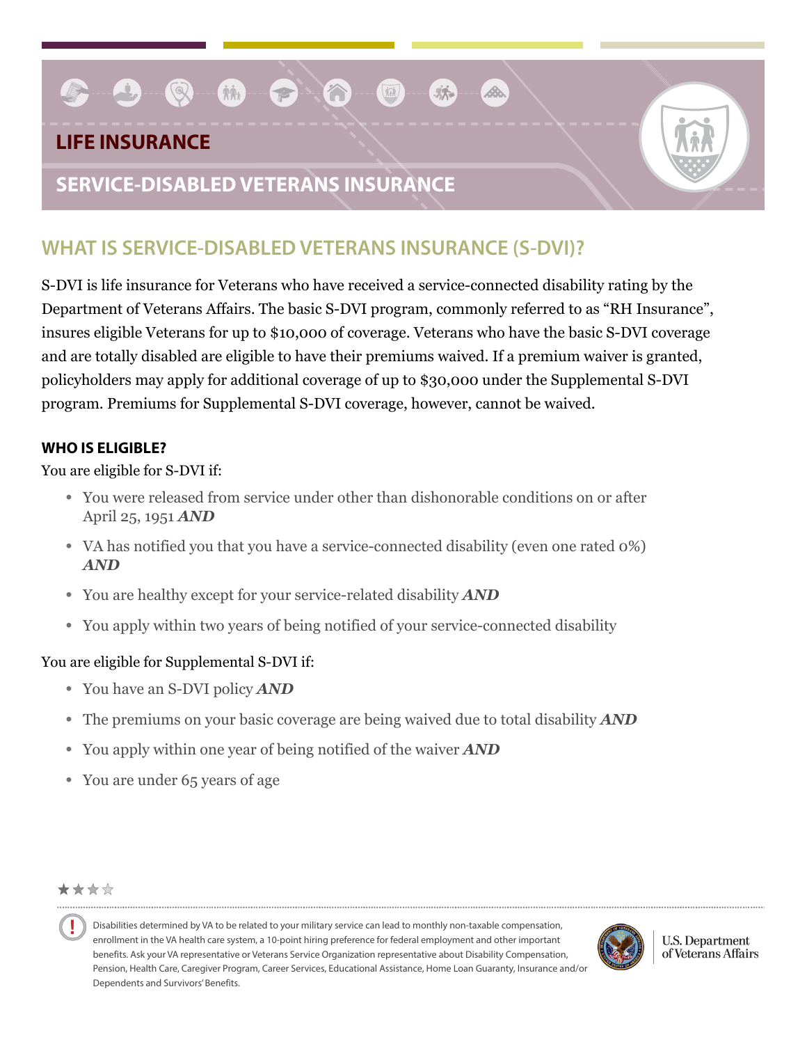# LIFE INSURANCE

## SERVICE-DISABLED VETERANS INSURANCE

## WHAT IS SERVICE-DISABLED VETERANS INSURANCE (S-DVI)?

S-DVI is life insurance for Veterans who have received a service-connected disability rating by the Department of Veterans Affairs. The basic S-DVI program, commonly referred to as "RH Insurance", insures eligible Veterans for up to $10,000 of coverage. Veterans who have the basic S-DVI coverage and are totally disabled are eligible to have their premiums waived. If a premium waiver is granted, policyholders may apply for additional coverage of up to $30,000 under the Supplemental S-DVI program. Premiums for Supplemental S-DVI coverage, however, cannot be waived.

### WHO IS ELIGIBLE?

You are eligible for S-DVI if:

- You were released from service under other than dishonorable conditions on or after April 25, 1951 ***AND***
- VA has notified you that you have a service-connected disability (even one rated 0%) ***AND***
- You are healthy except for your service-related disability ***AND***
- You apply within two years of being notified of your service-connected disability

You are eligible for Supplemental S-DVI if:

- You have an S-DVI policy ***AND***
- The premiums on your basic coverage are being waived due to total disability ***AND***
- You apply within one year of being notified of the waiver ***AND***
- You are under 65 years of age

Disabilities determined by VA to be related to your military service can lead to monthly non-taxable compensation, enrollment in the VA health care system, a 10-point hiring preference for federal employment and other important benefits. Ask your VA representative or Veterans Service Organization representative about Disability Compensation, Pension, Health Care, Caregiver Program, Career Services, Educational Assistance, Home Loan Guaranty, Insurance and/or Dependents and Survivors' Benefits.

U.S. Department of Veterans Affairs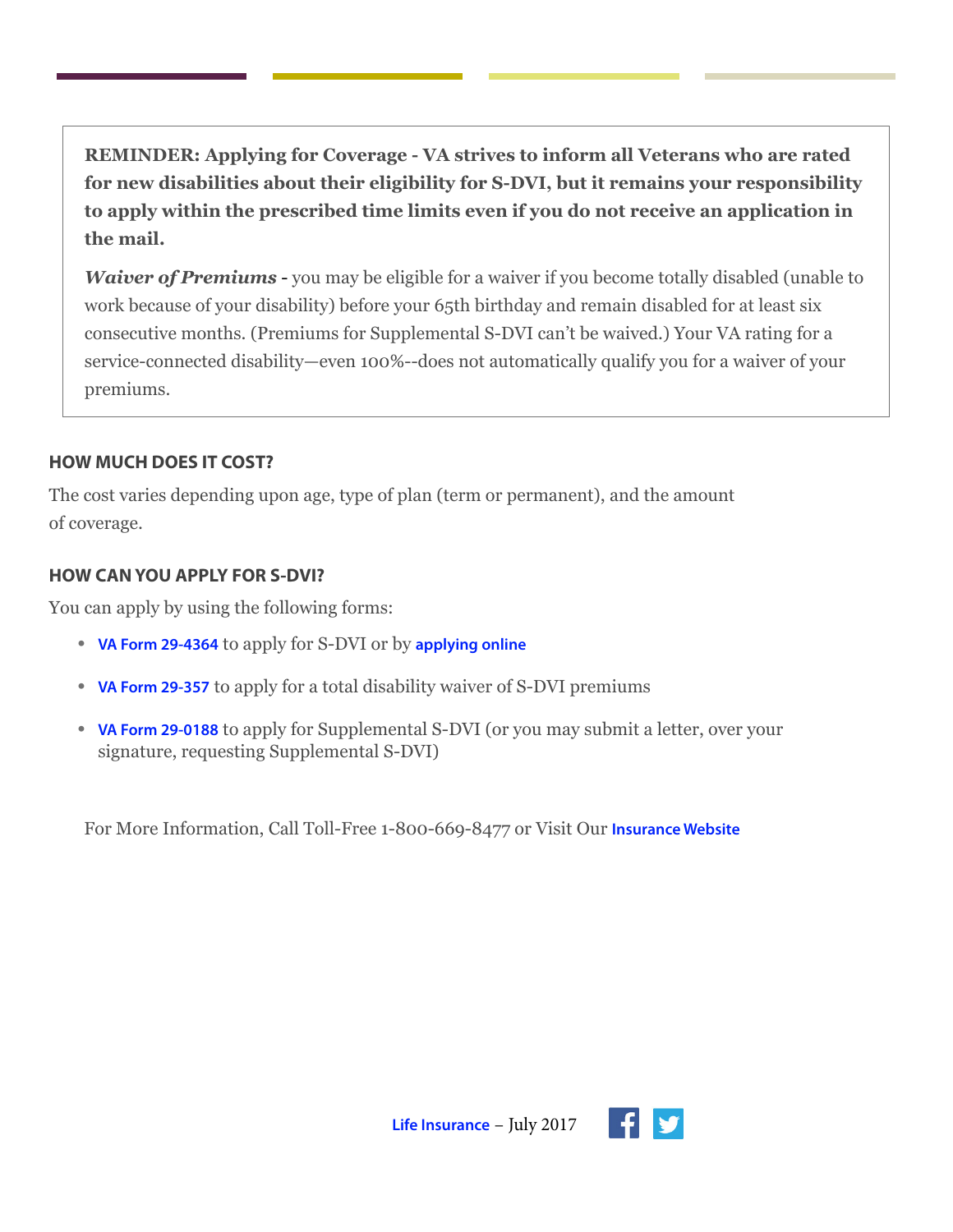**REMINDER: Applying for Coverage - VA strives to inform all Veterans who are rated for new disabilities about their eligibility for S-DVI, but it remains your responsibility to apply within the prescribed time limits even if you do not receive an application in the mail.**

***Waiver of Premiums*** **-** you may be eligible for a waiver if you become totally disabled (unable to work because of your disability) before your 65th birthday and remain disabled for at least six consecutive months. (Premiums for Supplemental S-DVI can't be waived.) Your VA rating for a service-connected disability—even 100%--does not automatically qualify you for a waiver of your premiums.

## HOW MUCH DOES IT COST?

The cost varies depending upon age, type of plan (term or permanent), and the amount of coverage.

## HOW CAN YOU APPLY FOR S-DVI?

You can apply by using the following forms:

- **VA Form 29-4364** to apply for S-DVI or by **applying online**
- **VA Form 29-357** to apply for a total disability waiver of S-DVI premiums
- **VA Form 29-0188** to apply for Supplemental S-DVI (or you may submit a letter, over your signature, requesting Supplemental S-DVI)

For More Information, Call Toll-Free 1-800-669-8477 or Visit Our **Insurance Website**